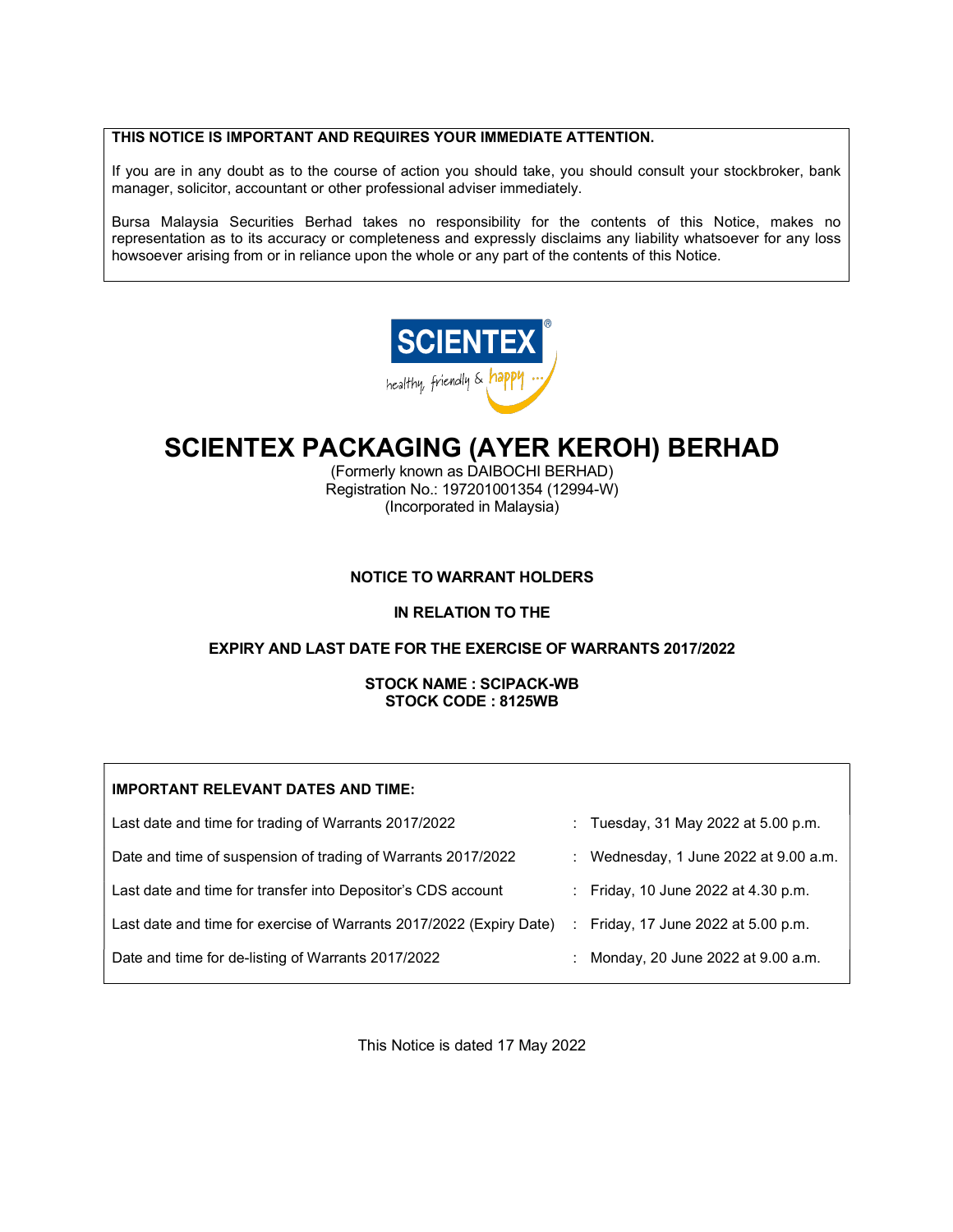**THIS NOTICE IS IMPORTANT AND REQUIRES YOUR IMMEDIATE ATTENTION.**

If you are in any doubt as to the course of action you should take, you should consult your stockbroker, bank manager, solicitor, accountant or other professional adviser immediately.

Bursa Malaysia Securities Berhad takes no responsibility for the contents of this Notice, makes no representation as to its accuracy or completeness and expressly disclaims any liability whatsoever for any loss howsoever arising from or in reliance upon the whole or any part of the contents of this Notice.

SCIENTEX® healthy, friendly & happy ...

# SCIENTEX PACKAGING (AYER KEROH) BERHAD

(Formerly known as DAIBOCHI BERHAD)
Registration No.: 197201001354 (12994-W)
(Incorporated in Malaysia)

## NOTICE TO WARRANT HOLDERS

## IN RELATION TO THE

## EXPIRY AND LAST DATE FOR THE EXERCISE OF WARRANTS 2017/2022

**STOCK NAME : SCIPACK-WB**
**STOCK CODE : 8125WB**

**IMPORTANT RELEVANT DATES AND TIME:**

| | | |
|---|---|---|
| Last date and time for trading of Warrants 2017/2022 | : | Tuesday, 31 May 2022 at 5.00 p.m. |
| Date and time of suspension of trading of Warrants 2017/2022 | : | Wednesday, 1 June 2022 at 9.00 a.m. |
| Last date and time for transfer into Depositor's CDS account | : | Friday, 10 June 2022 at 4.30 p.m. |
| Last date and time for exercise of Warrants 2017/2022 (Expiry Date) | : | Friday, 17 June 2022 at 5.00 p.m. |
| Date and time for de-listing of Warrants 2017/2022 | : | Monday, 20 June 2022 at 9.00 a.m. |

This Notice is dated 17 May 2022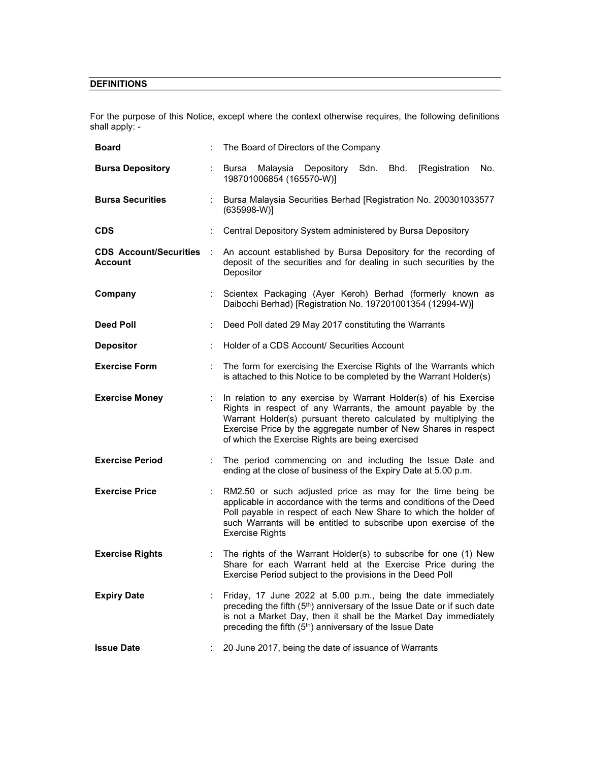## DEFINITIONS

For the purpose of this Notice, except where the context otherwise requires, the following definitions shall apply: -

| | | |
|---|---|---|
| **Board** | : | The Board of Directors of the Company |
| **Bursa Depository** | : | Bursa Malaysia Depository Sdn. Bhd. [Registration No. 198701006854 (165570-W)] |
| **Bursa Securities** | : | Bursa Malaysia Securities Berhad [Registration No. 200301033577 (635998-W)] |
| **CDS** | : | Central Depository System administered by Bursa Depository |
| **CDS Account/Securities Account** | : | An account established by Bursa Depository for the recording of deposit of the securities and for dealing in such securities by the Depositor |
| **Company** | : | Scientex Packaging (Ayer Keroh) Berhad (formerly known as Daibochi Berhad) [Registration No. 197201001354 (12994-W)] |
| **Deed Poll** | : | Deed Poll dated 29 May 2017 constituting the Warrants |
| **Depositor** | : | Holder of a CDS Account/ Securities Account |
| **Exercise Form** | : | The form for exercising the Exercise Rights of the Warrants which is attached to this Notice to be completed by the Warrant Holder(s) |
| **Exercise Money** | : | In relation to any exercise by Warrant Holder(s) of his Exercise Rights in respect of any Warrants, the amount payable by the Warrant Holder(s) pursuant thereto calculated by multiplying the Exercise Price by the aggregate number of New Shares in respect of which the Exercise Rights are being exercised |
| **Exercise Period** | : | The period commencing on and including the Issue Date and ending at the close of business of the Expiry Date at 5.00 p.m. |
| **Exercise Price** | : | RM2.50 or such adjusted price as may for the time being be applicable in accordance with the terms and conditions of the Deed Poll payable in respect of each New Share to which the holder of such Warrants will be entitled to subscribe upon exercise of the Exercise Rights |
| **Exercise Rights** | : | The rights of the Warrant Holder(s) to subscribe for one (1) New Share for each Warrant held at the Exercise Price during the Exercise Period subject to the provisions in the Deed Poll |
| **Expiry Date** | : | Friday, 17 June 2022 at 5.00 p.m., being the date immediately preceding the fifth (5th) anniversary of the Issue Date or if such date is not a Market Day, then it shall be the Market Day immediately preceding the fifth (5th) anniversary of the Issue Date |
| **Issue Date** | : | 20 June 2017, being the date of issuance of Warrants |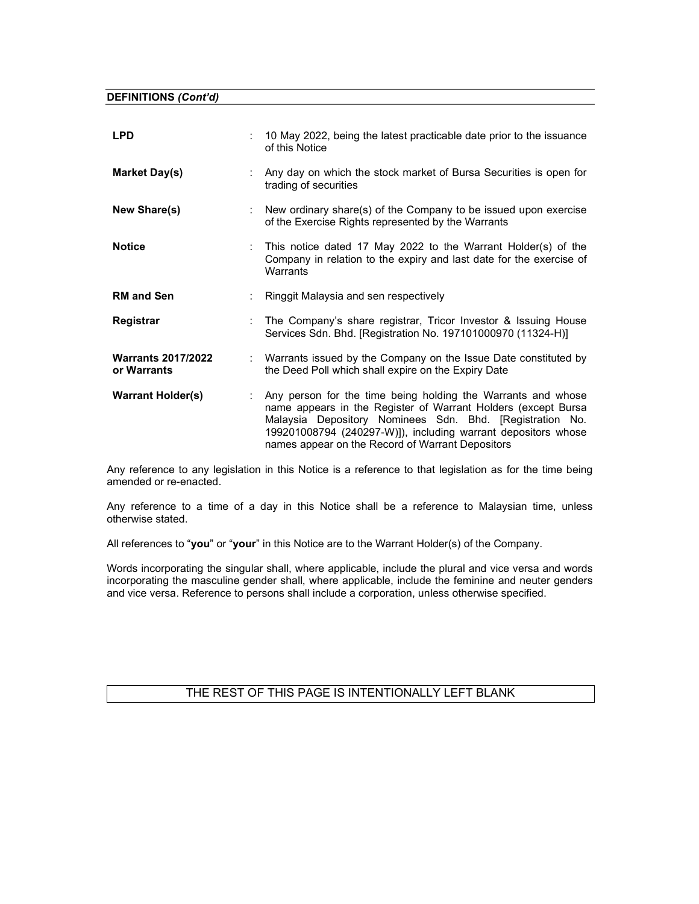**DEFINITIONS *(Cont'd)***

| | | |
|---|---|---|
| **LPD** | : | 10 May 2022, being the latest practicable date prior to the issuance of this Notice |
| **Market Day(s)** | : | Any day on which the stock market of Bursa Securities is open for trading of securities |
| **New Share(s)** | : | New ordinary share(s) of the Company to be issued upon exercise of the Exercise Rights represented by the Warrants |
| **Notice** | : | This notice dated 17 May 2022 to the Warrant Holder(s) of the Company in relation to the expiry and last date for the exercise of Warrants |
| **RM and Sen** | : | Ringgit Malaysia and sen respectively |
| **Registrar** | : | The Company's share registrar, Tricor Investor & Issuing House Services Sdn. Bhd. [Registration No. 197101000970 (11324-H)] |
| **Warrants 2017/2022 or Warrants** | : | Warrants issued by the Company on the Issue Date constituted by the Deed Poll which shall expire on the Expiry Date |
| **Warrant Holder(s)** | : | Any person for the time being holding the Warrants and whose name appears in the Register of Warrant Holders (except Bursa Malaysia Depository Nominees Sdn. Bhd. [Registration No. 199201008794 (240297-W)]), including warrant depositors whose names appear on the Record of Warrant Depositors |

Any reference to any legislation in this Notice is a reference to that legislation as for the time being amended or re-enacted.

Any reference to a time of a day in this Notice shall be a reference to Malaysian time, unless otherwise stated.

All references to "**you**" or "**your**" in this Notice are to the Warrant Holder(s) of the Company.

Words incorporating the singular shall, where applicable, include the plural and vice versa and words incorporating the masculine gender shall, where applicable, include the feminine and neuter genders and vice versa. Reference to persons shall include a corporation, unless otherwise specified.

THE REST OF THIS PAGE IS INTENTIONALLY LEFT BLANK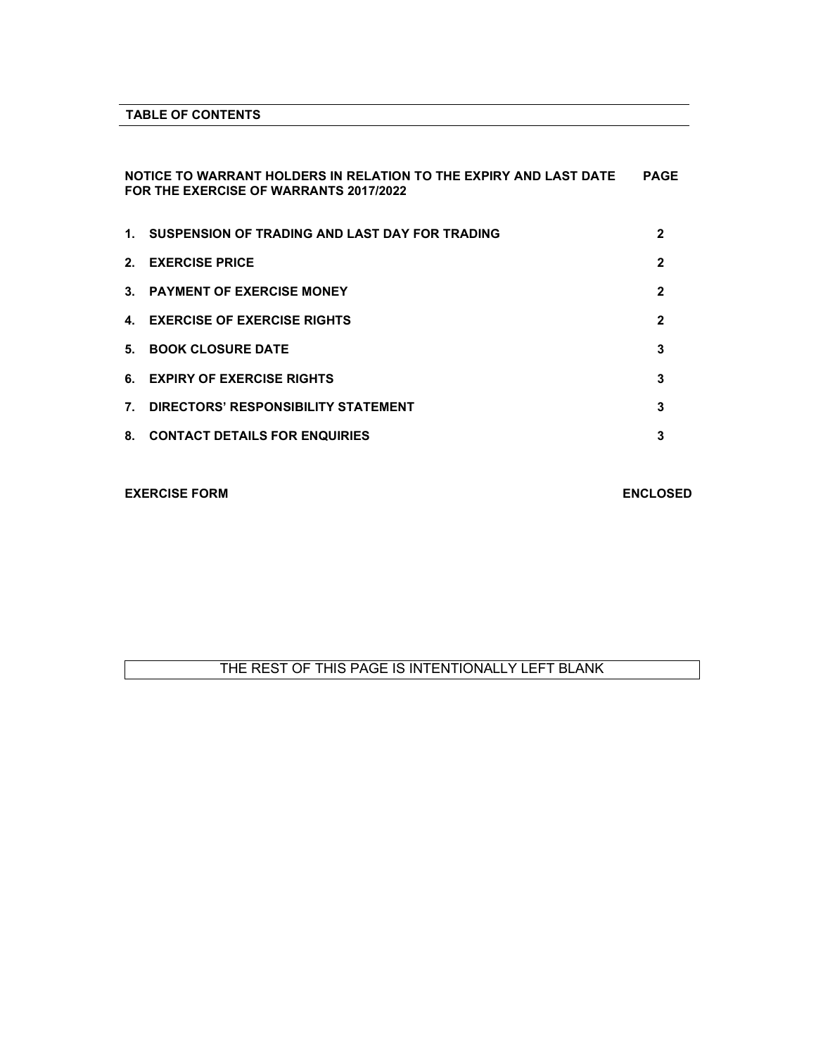## TABLE OF CONTENTS

| NOTICE TO WARRANT HOLDERS IN RELATION TO THE EXPIRY AND LAST DATE FOR THE EXERCISE OF WARRANTS 2017/2022 | PAGE |
| --- | --- |
| 1. SUSPENSION OF TRADING AND LAST DAY FOR TRADING | 2 |
| 2. EXERCISE PRICE | 2 |
| 3. PAYMENT OF EXERCISE MONEY | 2 |
| 4. EXERCISE OF EXERCISE RIGHTS | 2 |
| 5. BOOK CLOSURE DATE | 3 |
| 6. EXPIRY OF EXERCISE RIGHTS | 3 |
| 7. DIRECTORS' RESPONSIBILITY STATEMENT | 3 |
| 8. CONTACT DETAILS FOR ENQUIRIES | 3 |

**EXERCISE FORM** **ENCLOSED**

THE REST OF THIS PAGE IS INTENTIONALLY LEFT BLANK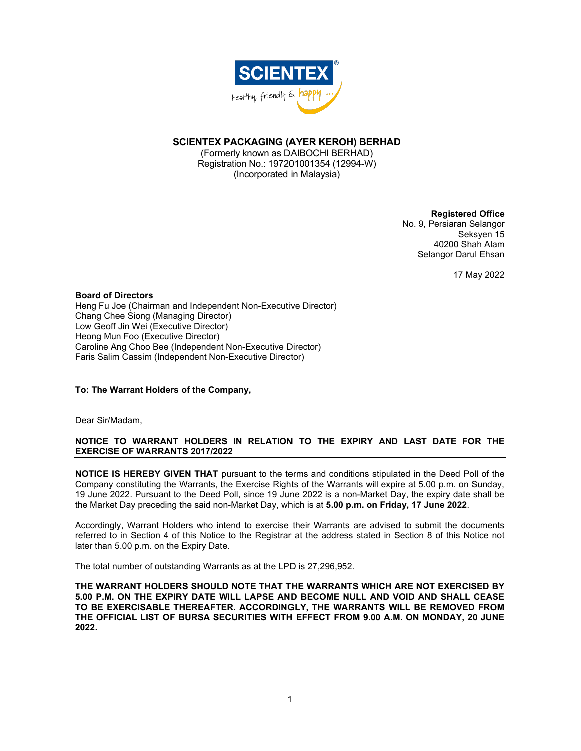# SCIENTEX PACKAGING (AYER KEROH) BERHAD

(Formerly known as DAIBOCHI BERHAD)
Registration No.: 197201001354 (12994-W)
(Incorporated in Malaysia)

**Registered Office**
No. 9, Persiaran Selangor
Seksyen 15
40200 Shah Alam
Selangor Darul Ehsan

17 May 2022

**Board of Directors**
Heng Fu Joe (Chairman and Independent Non-Executive Director)
Chang Chee Siong (Managing Director)
Low Geoff Jin Wei (Executive Director)
Heong Mun Foo (Executive Director)
Caroline Ang Choo Bee (Independent Non-Executive Director)
Faris Salim Cassim (Independent Non-Executive Director)

**To: The Warrant Holders of the Company,**

Dear Sir/Madam,

**NOTICE TO WARRANT HOLDERS IN RELATION TO THE EXPIRY AND LAST DATE FOR THE EXERCISE OF WARRANTS 2017/2022**

**NOTICE IS HEREBY GIVEN THAT** pursuant to the terms and conditions stipulated in the Deed Poll of the Company constituting the Warrants, the Exercise Rights of the Warrants will expire at 5.00 p.m. on Sunday, 19 June 2022. Pursuant to the Deed Poll, since 19 June 2022 is a non-Market Day, the expiry date shall be the Market Day preceding the said non-Market Day, which is at **5.00 p.m. on Friday, 17 June 2022**.

Accordingly, Warrant Holders who intend to exercise their Warrants are advised to submit the documents referred to in Section 4 of this Notice to the Registrar at the address stated in Section 8 of this Notice not later than 5.00 p.m. on the Expiry Date.

The total number of outstanding Warrants as at the LPD is 27,296,952.

**THE WARRANT HOLDERS SHOULD NOTE THAT THE WARRANTS WHICH ARE NOT EXERCISED BY 5.00 P.M. ON THE EXPIRY DATE WILL LAPSE AND BECOME NULL AND VOID AND SHALL CEASE TO BE EXERCISABLE THEREAFTER. ACCORDINGLY, THE WARRANTS WILL BE REMOVED FROM THE OFFICIAL LIST OF BURSA SECURITIES WITH EFFECT FROM 9.00 A.M. ON MONDAY, 20 JUNE 2022.**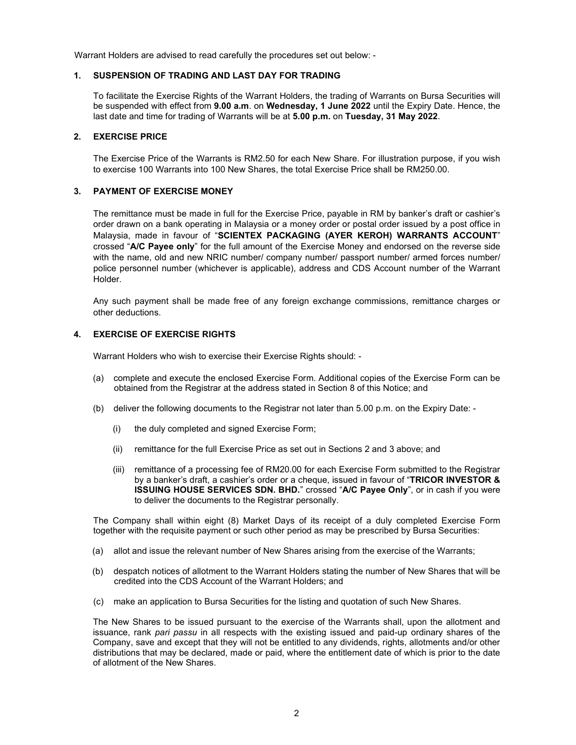Warrant Holders are advised to read carefully the procedures set out below: -

## 1. SUSPENSION OF TRADING AND LAST DAY FOR TRADING

To facilitate the Exercise Rights of the Warrant Holders, the trading of Warrants on Bursa Securities will be suspended with effect from **9.00 a.m**. on **Wednesday, 1 June 2022** until the Expiry Date. Hence, the last date and time for trading of Warrants will be at **5.00 p.m.** on **Tuesday, 31 May 2022**.

## 2. EXERCISE PRICE

The Exercise Price of the Warrants is RM2.50 for each New Share. For illustration purpose, if you wish to exercise 100 Warrants into 100 New Shares, the total Exercise Price shall be RM250.00.

## 3. PAYMENT OF EXERCISE MONEY

The remittance must be made in full for the Exercise Price, payable in RM by banker's draft or cashier's order drawn on a bank operating in Malaysia or a money order or postal order issued by a post office in Malaysia, made in favour of "**SCIENTEX PACKAGING (AYER KEROH) WARRANTS ACCOUNT**" crossed "**A/C Payee only**" for the full amount of the Exercise Money and endorsed on the reverse side with the name, old and new NRIC number/ company number/ passport number/ armed forces number/ police personnel number (whichever is applicable), address and CDS Account number of the Warrant Holder.

Any such payment shall be made free of any foreign exchange commissions, remittance charges or other deductions.

## 4. EXERCISE OF EXERCISE RIGHTS

Warrant Holders who wish to exercise their Exercise Rights should: -

(a) complete and execute the enclosed Exercise Form. Additional copies of the Exercise Form can be obtained from the Registrar at the address stated in Section 8 of this Notice; and

(b) deliver the following documents to the Registrar not later than 5.00 p.m. on the Expiry Date: -

  (i) the duly completed and signed Exercise Form;

  (ii) remittance for the full Exercise Price as set out in Sections 2 and 3 above; and

  (iii) remittance of a processing fee of RM20.00 for each Exercise Form submitted to the Registrar by a banker's draft, a cashier's order or a cheque, issued in favour of "**TRICOR INVESTOR & ISSUING HOUSE SERVICES SDN. BHD.**" crossed "**A/C Payee Only**", or in cash if you were to deliver the documents to the Registrar personally.

The Company shall within eight (8) Market Days of its receipt of a duly completed Exercise Form together with the requisite payment or such other period as may be prescribed by Bursa Securities:

(a) allot and issue the relevant number of New Shares arising from the exercise of the Warrants;

(b) despatch notices of allotment to the Warrant Holders stating the number of New Shares that will be credited into the CDS Account of the Warrant Holders; and

(c) make an application to Bursa Securities for the listing and quotation of such New Shares.

The New Shares to be issued pursuant to the exercise of the Warrants shall, upon the allotment and issuance, rank *pari passu* in all respects with the existing issued and paid-up ordinary shares of the Company, save and except that they will not be entitled to any dividends, rights, allotments and/or other distributions that may be declared, made or paid, where the entitlement date of which is prior to the date of allotment of the New Shares.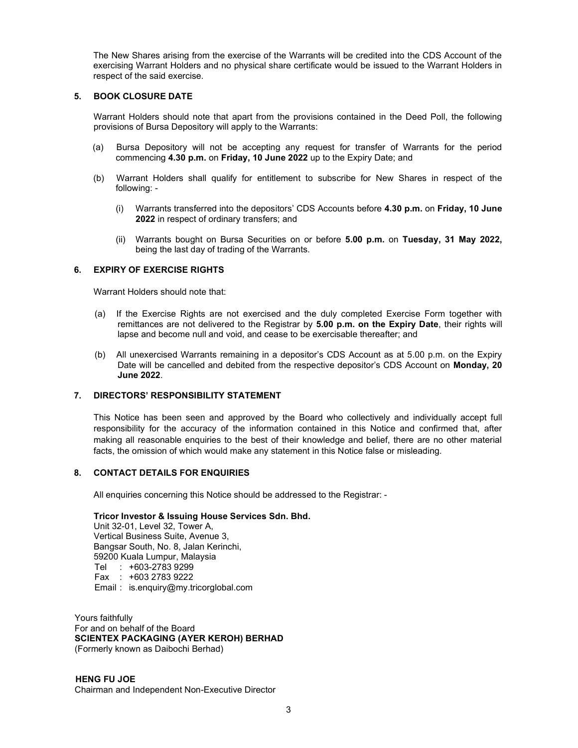The New Shares arising from the exercise of the Warrants will be credited into the CDS Account of the exercising Warrant Holders and no physical share certificate would be issued to the Warrant Holders in respect of the said exercise.

## 5. BOOK CLOSURE DATE

Warrant Holders should note that apart from the provisions contained in the Deed Poll, the following provisions of Bursa Depository will apply to the Warrants:

(a) Bursa Depository will not be accepting any request for transfer of Warrants for the period commencing **4.30 p.m.** on **Friday, 10 June 2022** up to the Expiry Date; and

(b) Warrant Holders shall qualify for entitlement to subscribe for New Shares in respect of the following: -

   (i) Warrants transferred into the depositors' CDS Accounts before **4.30 p.m.** on **Friday, 10 June 2022** in respect of ordinary transfers; and

   (ii) Warrants bought on Bursa Securities on or before **5.00 p.m.** on **Tuesday, 31 May 2022,** being the last day of trading of the Warrants.

## 6. EXPIRY OF EXERCISE RIGHTS

Warrant Holders should note that:

(a) If the Exercise Rights are not exercised and the duly completed Exercise Form together with remittances are not delivered to the Registrar by **5.00 p.m. on the Expiry Date**, their rights will lapse and become null and void, and cease to be exercisable thereafter; and

(b) All unexercised Warrants remaining in a depositor's CDS Account as at 5.00 p.m. on the Expiry Date will be cancelled and debited from the respective depositor's CDS Account on **Monday, 20 June 2022**.

## 7. DIRECTORS' RESPONSIBILITY STATEMENT

This Notice has been seen and approved by the Board who collectively and individually accept full responsibility for the accuracy of the information contained in this Notice and confirmed that, after making all reasonable enquiries to the best of their knowledge and belief, there are no other material facts, the omission of which would make any statement in this Notice false or misleading.

## 8. CONTACT DETAILS FOR ENQUIRIES

All enquiries concerning this Notice should be addressed to the Registrar: -

**Tricor Investor & Issuing House Services Sdn. Bhd.**
Unit 32-01, Level 32, Tower A,
Vertical Business Suite, Avenue 3,
Bangsar South, No. 8, Jalan Kerinchi,
59200 Kuala Lumpur, Malaysia
Tel : +603-2783 9299
Fax : +603 2783 9222
Email : is.enquiry@my.tricorglobal.com

Yours faithfully
For and on behalf of the Board
**SCIENTEX PACKAGING (AYER KEROH) BERHAD**
(Formerly known as Daibochi Berhad)

**HENG FU JOE**
Chairman and Independent Non-Executive Director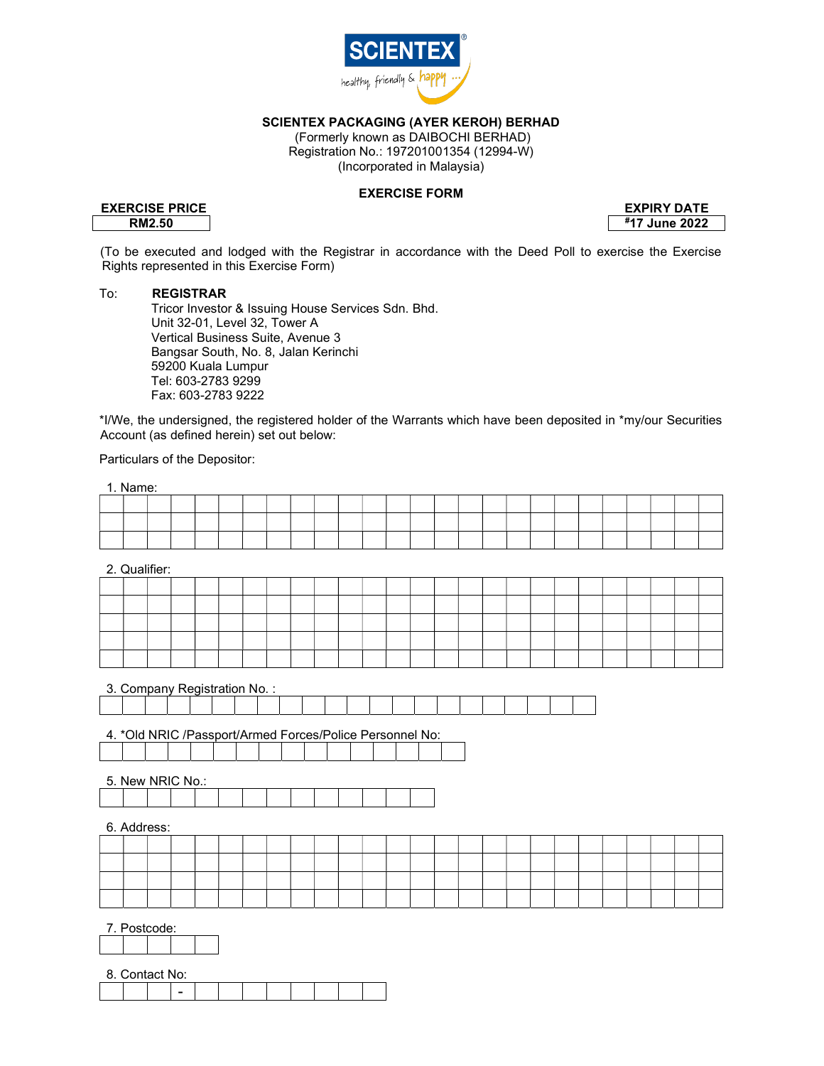**SCIENTEX PACKAGING (AYER KEROH) BERHAD**
(Formerly known as DAIBOCHI BERHAD)
Registration No.: 197201001354 (12994-W)
(Incorporated in Malaysia)

**EXERCISE FORM**

| EXERCISE PRICE | EXPIRY DATE |
|---|---|
| **RM2.50** | **#17 June 2022** |

(To be executed and lodged with the Registrar in accordance with the Deed Poll to exercise the Exercise Rights represented in this Exercise Form)

To: **REGISTRAR**
Tricor Investor & Issuing House Services Sdn. Bhd.
Unit 32-01, Level 32, Tower A
Vertical Business Suite, Avenue 3
Bangsar South, No. 8, Jalan Kerinchi
59200 Kuala Lumpur
Tel: 603-2783 9299
Fax: 603-2783 9222

*I/We, the undersigned, the registered holder of the Warrants which have been deposited in *my/our Securities Account (as defined herein) set out below:

Particulars of the Depositor:

1. Name:

2. Qualifier:

3. Company Registration No. :

4. *Old NRIC /Passport/Armed Forces/Police Personnel No:

5. New NRIC No.:

6. Address:

7. Postcode:

8. Contact No:

| | | | - | | | | | | | | |
|---|---|---|---|---|---|---|---|---|---|---|---|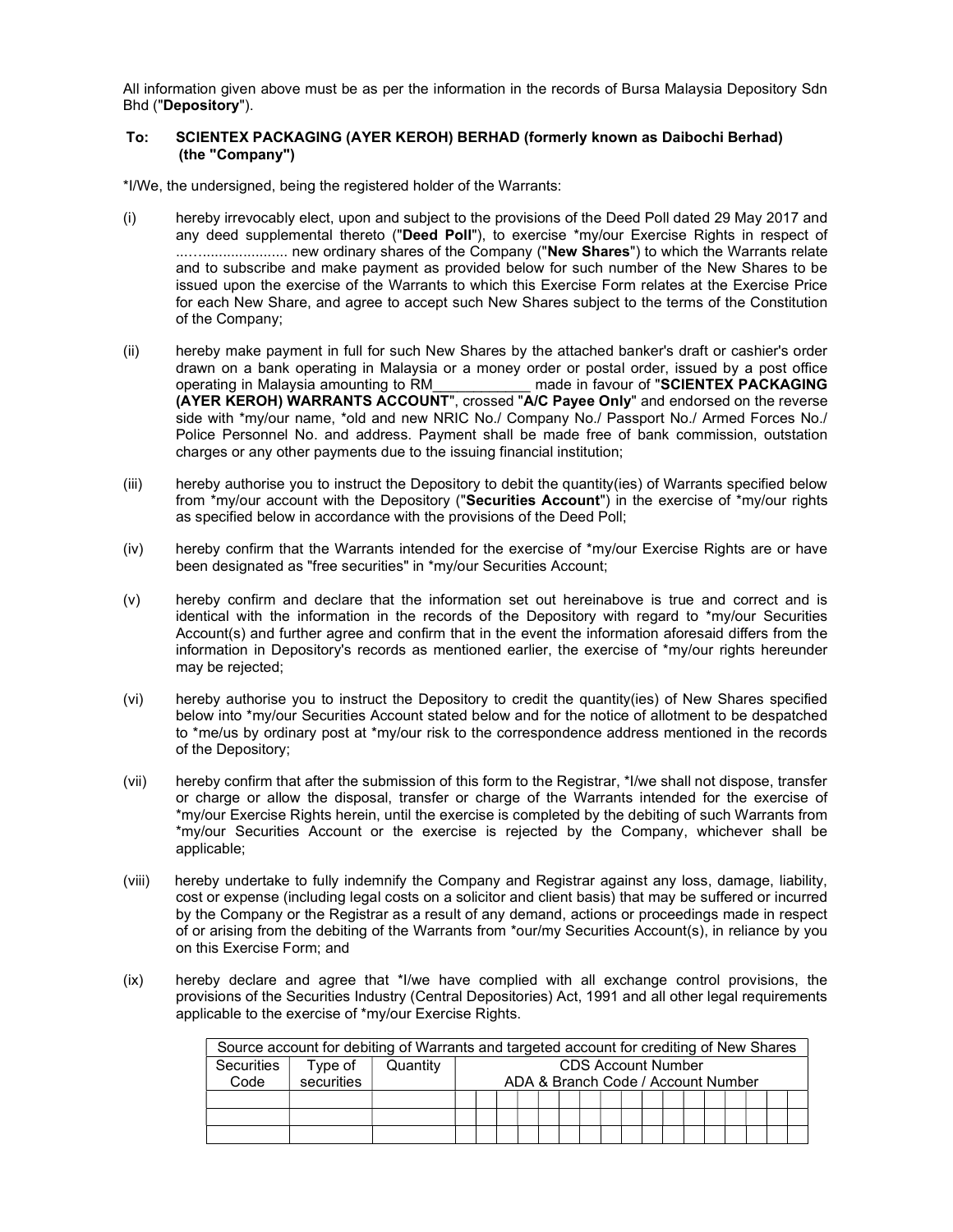All information given above must be as per the information in the records of Bursa Malaysia Depository Sdn Bhd ("**Depository**").

**To: SCIENTEX PACKAGING (AYER KEROH) BERHAD (formerly known as Daibochi Berhad) (the "Company")**

*I/We, the undersigned, being the registered holder of the Warrants:

(i) hereby irrevocably elect, upon and subject to the provisions of the Deed Poll dated 29 May 2017 and any deed supplemental thereto ("**Deed Poll**"), to exercise *my/our Exercise Rights in respect of ...…..................... new ordinary shares of the Company ("**New Shares**") to which the Warrants relate and to subscribe and make payment as provided below for such number of the New Shares to be issued upon the exercise of the Warrants to which this Exercise Form relates at the Exercise Price for each New Share, and agree to accept such New Shares subject to the terms of the Constitution of the Company;

(ii) hereby make payment in full for such New Shares by the attached banker's draft or cashier's order drawn on a bank operating in Malaysia or a money order or postal order, issued by a post office operating in Malaysia amounting to RM____________ made in favour of "**SCIENTEX PACKAGING (AYER KEROH) WARRANTS ACCOUNT**", crossed "**A/C Payee Only**" and endorsed on the reverse side with *my/our name, *old and new NRIC No./ Company No./ Passport No./ Armed Forces No./ Police Personnel No. and address. Payment shall be made free of bank commission, outstation charges or any other payments due to the issuing financial institution;

(iii) hereby authorise you to instruct the Depository to debit the quantity(ies) of Warrants specified below from *my/our account with the Depository ("**Securities Account**") in the exercise of *my/our rights as specified below in accordance with the provisions of the Deed Poll;

(iv) hereby confirm that the Warrants intended for the exercise of *my/our Exercise Rights are or have been designated as "free securities" in *my/our Securities Account;

(v) hereby confirm and declare that the information set out hereinabove is true and correct and is identical with the information in the records of the Depository with regard to *my/our Securities Account(s) and further agree and confirm that in the event the information aforesaid differs from the information in Depository's records as mentioned earlier, the exercise of *my/our rights hereunder may be rejected;

(vi) hereby authorise you to instruct the Depository to credit the quantity(ies) of New Shares specified below into *my/our Securities Account stated below and for the notice of allotment to be despatched to *me/us by ordinary post at *my/our risk to the correspondence address mentioned in the records of the Depository;

(vii) hereby confirm that after the submission of this form to the Registrar, *I/we shall not dispose, transfer or charge or allow the disposal, transfer or charge of the Warrants intended for the exercise of *my/our Exercise Rights herein, until the exercise is completed by the debiting of such Warrants from *my/our Securities Account or the exercise is rejected by the Company, whichever shall be applicable;

(viii) hereby undertake to fully indemnify the Company and Registrar against any loss, damage, liability, cost or expense (including legal costs on a solicitor and client basis) that may be suffered or incurred by the Company or the Registrar as a result of any demand, actions or proceedings made in respect of or arising from the debiting of the Warrants from *our/my Securities Account(s), in reliance by you on this Exercise Form; and

(ix) hereby declare and agree that *I/we have complied with all exchange control provisions, the provisions of the Securities Industry (Central Depositories) Act, 1991 and all other legal requirements applicable to the exercise of *my/our Exercise Rights.

| Source account for debiting of Warrants and targeted account for crediting of New Shares | | | |
|---|---|---|---|
| Securities Code | Type of securities | Quantity | CDS Account Number<br>ADA & Branch Code / Account Number |
| | | | |
| | | | |
| | | | |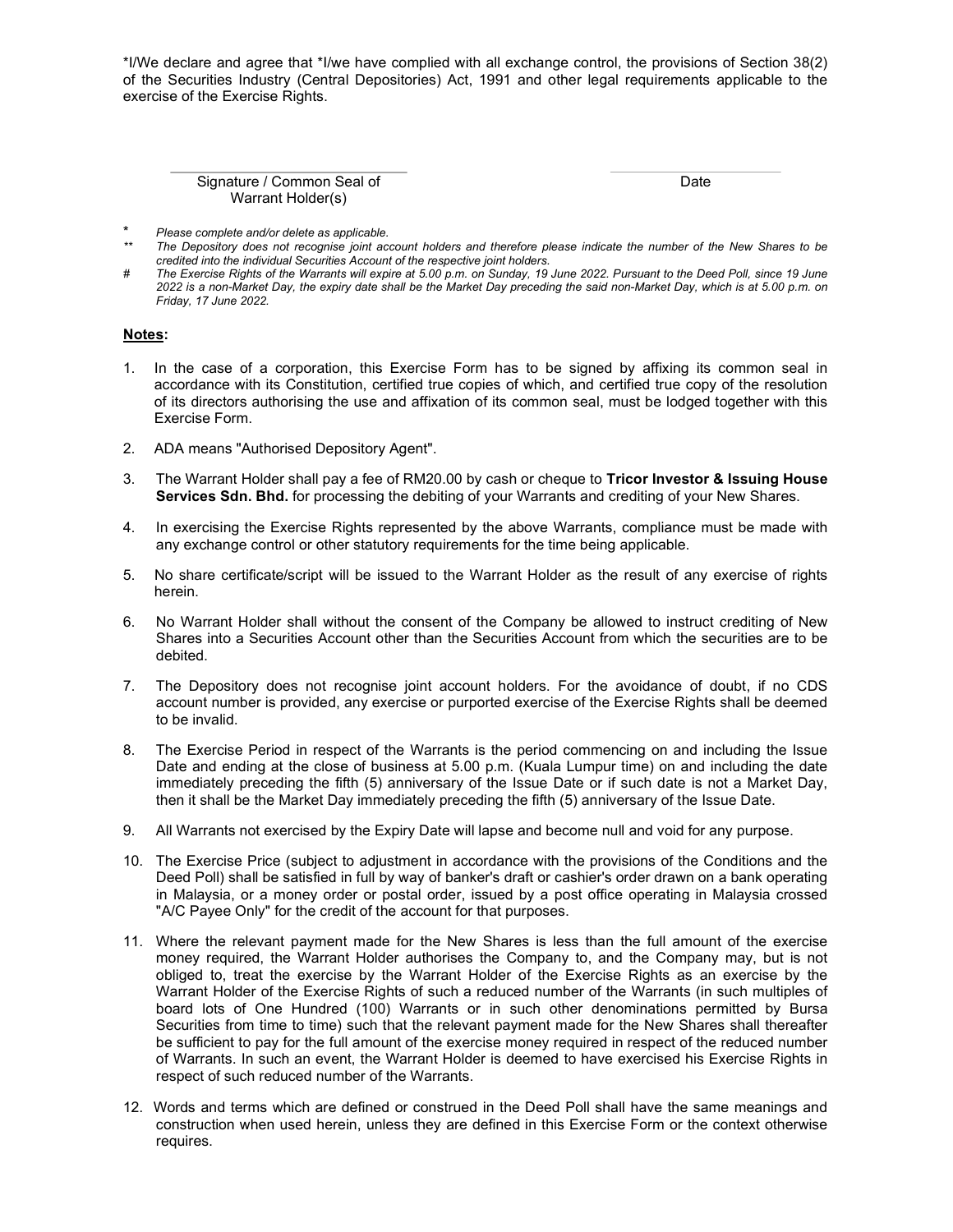*I/We declare and agree that *I/we have complied with all exchange control, the provisions of Section 38(2) of the Securities Industry (Central Depositories) Act, 1991 and other legal requirements applicable to the exercise of the Exercise Rights.

| | |
|---|---|
| \_\_\_\_\_\_\_\_\_\_\_\_\_\_\_\_\_\_\_\_\_\_\_\_\_\_\_\_\_\_<br>Signature / Common Seal of Warrant Holder(s) | \_\_\_\_\_\_\_\_\_\_\_\_\_\_\_\_\_\_\_\_\_\_<br>Date |

\* *Please complete and/or delete as applicable.*

\*\* *The Depository does not recognise joint account holders and therefore please indicate the number of the New Shares to be credited into the individual Securities Account of the respective joint holders.*

\# *The Exercise Rights of the Warrants will expire at 5.00 p.m. on Sunday, 19 June 2022. Pursuant to the Deed Poll, since 19 June 2022 is a non-Market Day, the expiry date shall be the Market Day preceding the said non-Market Day, which is at 5.00 p.m. on Friday, 17 June 2022.*

**Notes:**

1. In the case of a corporation, this Exercise Form has to be signed by affixing its common seal in accordance with its Constitution, certified true copies of which, and certified true copy of the resolution of its directors authorising the use and affixation of its common seal, must be lodged together with this Exercise Form.

2. ADA means "Authorised Depository Agent".

3. The Warrant Holder shall pay a fee of RM20.00 by cash or cheque to **Tricor Investor & Issuing House Services Sdn. Bhd.** for processing the debiting of your Warrants and crediting of your New Shares.

4. In exercising the Exercise Rights represented by the above Warrants, compliance must be made with any exchange control or other statutory requirements for the time being applicable.

5. No share certificate/script will be issued to the Warrant Holder as the result of any exercise of rights herein.

6. No Warrant Holder shall without the consent of the Company be allowed to instruct crediting of New Shares into a Securities Account other than the Securities Account from which the securities are to be debited.

7. The Depository does not recognise joint account holders. For the avoidance of doubt, if no CDS account number is provided, any exercise or purported exercise of the Exercise Rights shall be deemed to be invalid.

8. The Exercise Period in respect of the Warrants is the period commencing on and including the Issue Date and ending at the close of business at 5.00 p.m. (Kuala Lumpur time) on and including the date immediately preceding the fifth (5) anniversary of the Issue Date or if such date is not a Market Day, then it shall be the Market Day immediately preceding the fifth (5) anniversary of the Issue Date.

9. All Warrants not exercised by the Expiry Date will lapse and become null and void for any purpose.

10. The Exercise Price (subject to adjustment in accordance with the provisions of the Conditions and the Deed Poll) shall be satisfied in full by way of banker's draft or cashier's order drawn on a bank operating in Malaysia, or a money order or postal order, issued by a post office operating in Malaysia crossed "A/C Payee Only" for the credit of the account for that purposes.

11. Where the relevant payment made for the New Shares is less than the full amount of the exercise money required, the Warrant Holder authorises the Company to, and the Company may, but is not obliged to, treat the exercise by the Warrant Holder of the Exercise Rights as an exercise by the Warrant Holder of the Exercise Rights of such a reduced number of the Warrants (in such multiples of board lots of One Hundred (100) Warrants or in such other denominations permitted by Bursa Securities from time to time) such that the relevant payment made for the New Shares shall thereafter be sufficient to pay for the full amount of the exercise money required in respect of the reduced number of Warrants. In such an event, the Warrant Holder is deemed to have exercised his Exercise Rights in respect of such reduced number of the Warrants.

12. Words and terms which are defined or construed in the Deed Poll shall have the same meanings and construction when used herein, unless they are defined in this Exercise Form or the context otherwise requires.